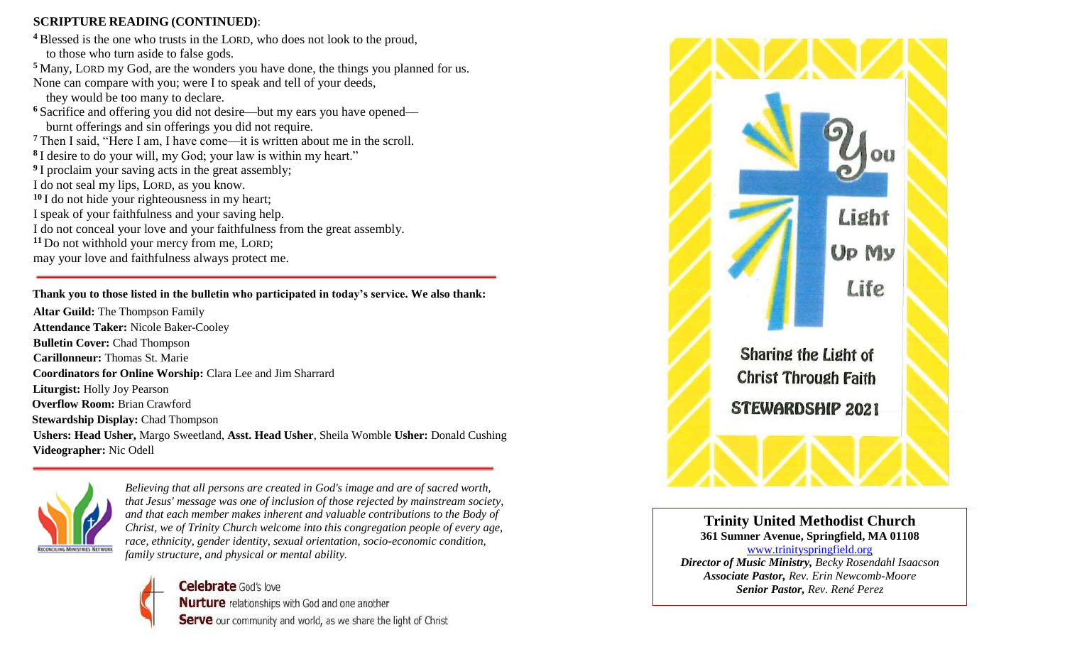**SCRIPTURE READING (CONTINUED)**:

[4] Blessed is the one who trusts in the LORD, who does not look to the proud,
to those who turn aside to false gods.
[5] Many, LORD my God, are the wonders you have done, the things you planned for us.
None can compare with you; were I to speak and tell of your deeds,
they would be too many to declare.
[6] Sacrifice and offering you did not desire—but my ears you have opened—
burnt offerings and sin offerings you did not require.
[7] Then I said, "Here I am, I have come—it is written about me in the scroll.
[8] I desire to do your will, my God; your law is within my heart."
[9] I proclaim your saving acts in the great assembly;
I do not seal my lips, LORD, as you know.
[10] I do not hide your righteousness in my heart;
I speak of your faithfulness and your saving help.
I do not conceal your love and your faithfulness from the great assembly.
[11] Do not withhold your mercy from me, LORD;
may your love and faithfulness always protect me.

---

**Thank you to those listed in the bulletin who participated in today's service. We also thank:**

**Altar Guild:** The Thompson Family
**Attendance Taker:** Nicole Baker-Cooley
**Bulletin Cover:** Chad Thompson
**Carillonneur:** Thomas St. Marie
**Coordinators for Online Worship:** Clara Lee and Jim Sharrard
**Liturgist:** Holly Joy Pearson
**Overflow Room:** Brian Crawford
**Stewardship Display:** Chad Thompson
**Ushers: Head Usher,** Margo Sweetland, **Asst. Head Usher**, Sheila Womble **Usher:** Donald Cushing
**Videographer:** Nic Odell

---

RECONCILING MINISTRIES NETWORK

*Believing that all persons are created in God's image and are of sacred worth, that Jesus' message was one of inclusion of those rejected by mainstream society, and that each member makes inherent and valuable contributions to the Body of Christ, we of Trinity Church welcome into this congregation people of every age, race, ethnicity, gender identity, sexual orientation, socio-economic condition, family structure, and physical or mental ability.*

**Celebrate** God's love
**Nurture** relationships with God and one another
**Serve** our community and world, as we share the light of Christ

You Light Up My Life

Sharing the Light of Christ Through Faith

STEWARDSHIP 2021

**Trinity United Methodist Church**
**361 Sumner Avenue, Springfield, MA 01108**
www.trinityspringfield.org
***Director of Music Ministry,*** *Becky Rosendahl Isaacson*
***Associate Pastor,*** *Rev. Erin Newcomb-Moore*
***Senior Pastor,*** *Rev. René Perez*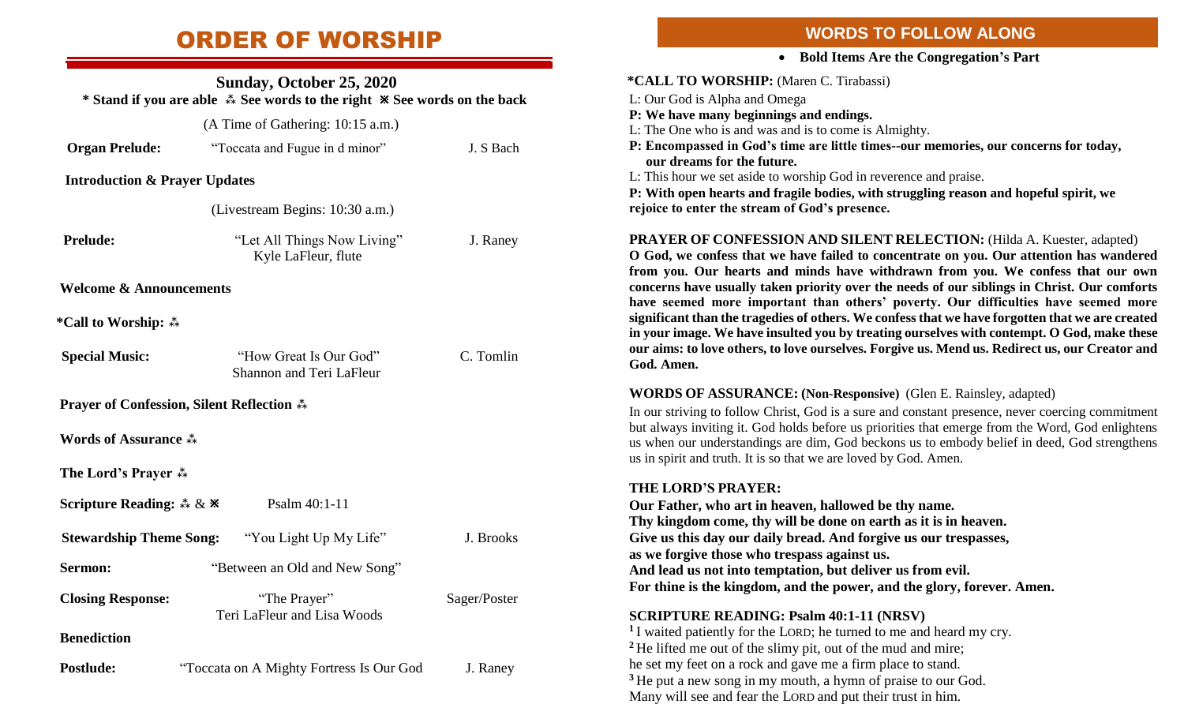# ORDER OF WORSHIP

**Sunday, October 25, 2020**

**\* Stand if you are able ⁂ See words to the right ※ See words on the back**

(A Time of Gathering: 10:15 a.m.)

| | | |
|---|---|---|
| **Organ Prelude:** | "Toccata and Fugue in d minor" | J. S Bach |

**Introduction & Prayer Updates**

(Livestream Begins: 10:30 a.m.)

| | | |
|---|---|---|
| **Prelude:** | "Let All Things Now Living" Kyle LaFleur, flute | J. Raney |

**Welcome & Announcements**

**\*Call to Worship: ⁂**

| | | |
|---|---|---|
| **Special Music:** | "How Great Is Our God" Shannon and Teri LaFleur | C. Tomlin |

**Prayer of Confession, Silent Reflection ⁂**

**Words of Assurance ⁂**

**The Lord's Prayer ⁂**

| | | |
|---|---|---|
| **Scripture Reading: ⁂ & ※** | Psalm 40:1-11 | |
| **Stewardship Theme Song:** | "You Light Up My Life" | J. Brooks |
| **Sermon:** | "Between an Old and New Song" | |
| **Closing Response:** | "The Prayer" Teri LaFleur and Lisa Woods | Sager/Poster |

**Benediction**

| | | |
|---|---|---|
| **Postlude:** | "Toccata on A Mighty Fortress Is Our God | J. Raney |

## WORDS TO FOLLOW ALONG

- **Bold Items Are the Congregation's Part**

**\*CALL TO WORSHIP:** (Maren C. Tirabassi)

L: Our God is Alpha and Omega
**P: We have many beginnings and endings.**
L: The One who is and was and is to come is Almighty.
**P: Encompassed in God's time are little times--our memories, our concerns for today, our dreams for the future.**
L: This hour we set aside to worship God in reverence and praise.
**P: With open hearts and fragile bodies, with struggling reason and hopeful spirit, we rejoice to enter the stream of God's presence.**

**PRAYER OF CONFESSION AND SILENT RELECTION:** (Hilda A. Kuester, adapted)
**O God, we confess that we have failed to concentrate on you. Our attention has wandered from you. Our hearts and minds have withdrawn from you. We confess that our own concerns have usually taken priority over the needs of our siblings in Christ. Our comforts have seemed more important than others' poverty. Our difficulties have seemed more significant than the tragedies of others. We confess that we have forgotten that we are created in your image. We have insulted you by treating ourselves with contempt. O God, make these our aims: to love others, to love ourselves. Forgive us. Mend us. Redirect us, our Creator and God. Amen.**

**WORDS OF ASSURANCE: (Non-Responsive)** (Glen E. Rainsley, adapted)
In our striving to follow Christ, God is a sure and constant presence, never coercing commitment but always inviting it. God holds before us priorities that emerge from the Word, God enlightens us when our understandings are dim, God beckons us to embody belief in deed, God strengthens us in spirit and truth. It is so that we are loved by God. Amen.

**THE LORD'S PRAYER:**
**Our Father, who art in heaven, hallowed be thy name.**
**Thy kingdom come, thy will be done on earth as it is in heaven.**
**Give us this day our daily bread. And forgive us our trespasses,**
**as we forgive those who trespass against us.**
**And lead us not into temptation, but deliver us from evil.**
**For thine is the kingdom, and the power, and the glory, forever. Amen.**

**SCRIPTURE READING: Psalm 40:1-11 (NRSV)**
[1] I waited patiently for the LORD; he turned to me and heard my cry.
[2] He lifted me out of the slimy pit, out of the mud and mire;
he set my feet on a rock and gave me a firm place to stand.
[3] He put a new song in my mouth, a hymn of praise to our God.
Many will see and fear the LORD and put their trust in him.